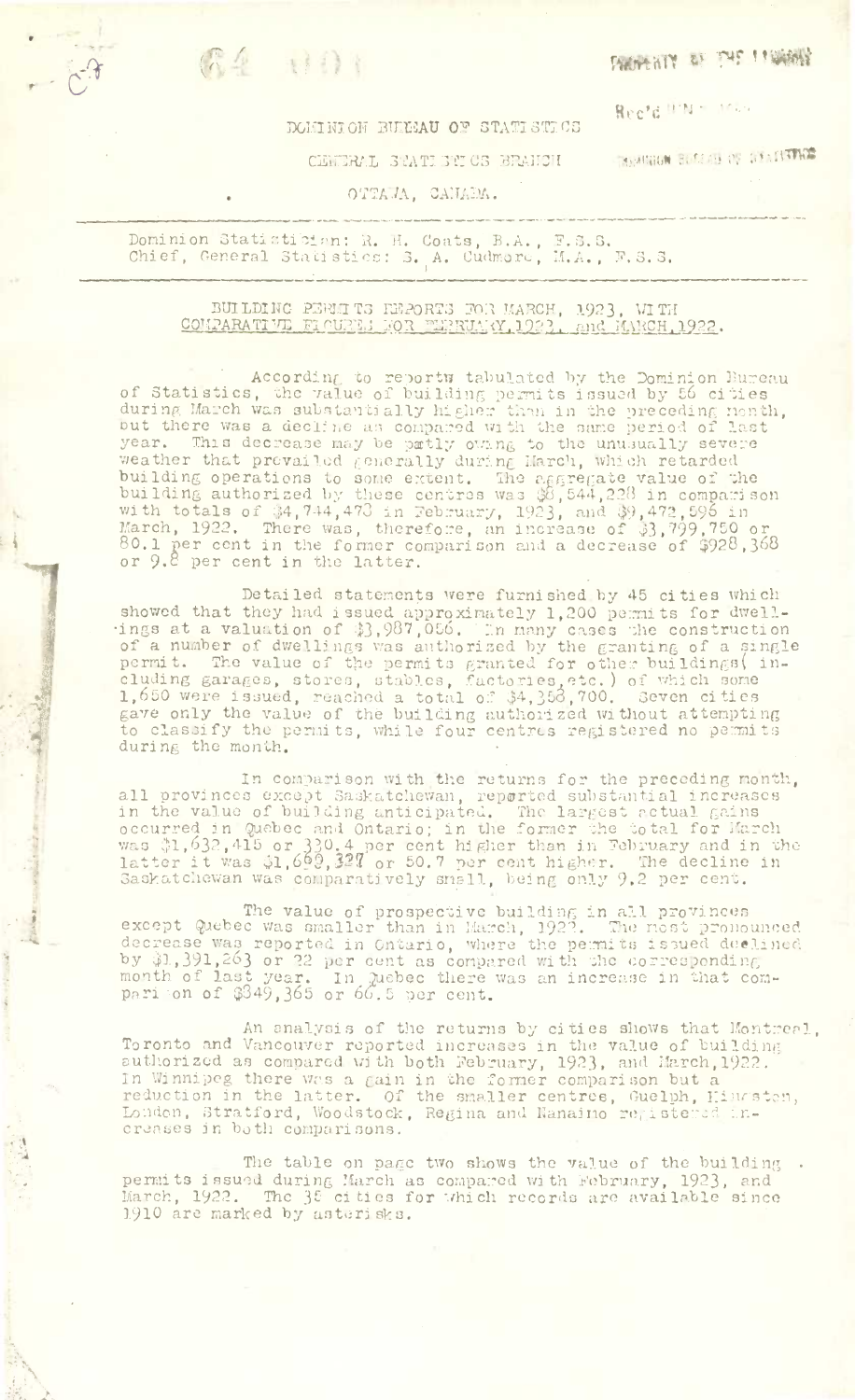DOMINION BUREAU OF STATISTICS

GENERAL STATISTICS BRANCH

OTTAWA, CANADA.

Dominion Statistician: R. H. Coats, B.A., F.S.S.
Chief, General Statistics: S. A. Cudmore, M.A., F.S.S.

## BUILDING PERMITS REPORTS FOR MARCH, 1923, WITH COMPARATIVE FIGURES FOR FEBRUARY, 1923, and MARCH, 1922.

According to reports tabulated by the Dominion Bureau of Statistics, the value of building permits issued by 56 cities during March was substantially higher than in the preceding month, but there was a decline as compared with the same period of last year. This decrease may be partly owing to the unusually severe weather that prevailed generally during March, which retarded building operations to some extent. The aggregate value of the building authorized by these centres was $8,544,228 in comparison with totals of $4,744,478 in February, 1923, and $9,472,596 in March, 1922. There was, therefore, an increase of $3,799,750 or 80.1 per cent in the former comparison and a decrease of $928,368 or 9.8 per cent in the latter.

Detailed statements were furnished by 45 cities which showed that they had issued approximately 1,200 permits for dwellings at a valuation of $3,987,056. In many cases the construction of a number of dwellings was authorized by the granting of a single permit. The value of the permits granted for other buildings (including garages, stores, stables, factories, etc.) of which some 1,650 were issued, reached a total of $4,358,700. Seven cities gave only the value of the building authorized without attempting to classify the permits, while four centres registered no permits during the month.

In comparison with the returns for the preceding month, all provinces except Saskatchewan, reported substantial increases in the value of building anticipated. The largest actual gains occurred in Quebec and Ontario; in the former the total for March was $1,632,415 or 330.4 per cent higher than in February and in the latter it was $1,699,327 or 50.7 per cent higher. The decline in Saskatchewan was comparatively small, being only 9.2 per cent.

The value of prospective building in all provinces except Quebec was smaller than in March, 1922. The most pronounced decrease was reported in Ontario, where the permits issued declined by $1,391,263 or 22 per cent as compared with the corresponding month of last year. In Quebec there was an increase in that comparison of $849,365 or 66.5 per cent.

An analysis of the returns by cities shows that Montreal, Toronto and Vancouver reported increases in the value of building authorized as compared with both February, 1923, and March, 1922. In Winnipeg there was a gain in the former comparison but a reduction in the latter. Of the smaller centres, Guelph, Kingston, London, Stratford, Woodstock, Regina and Nanaimo registered increases in both comparisons.

The table on page two shows the value of the building permits issued during March as compared with February, 1923, and March, 1922. The 35 cities for which records are available since 1910 are marked by asterisks.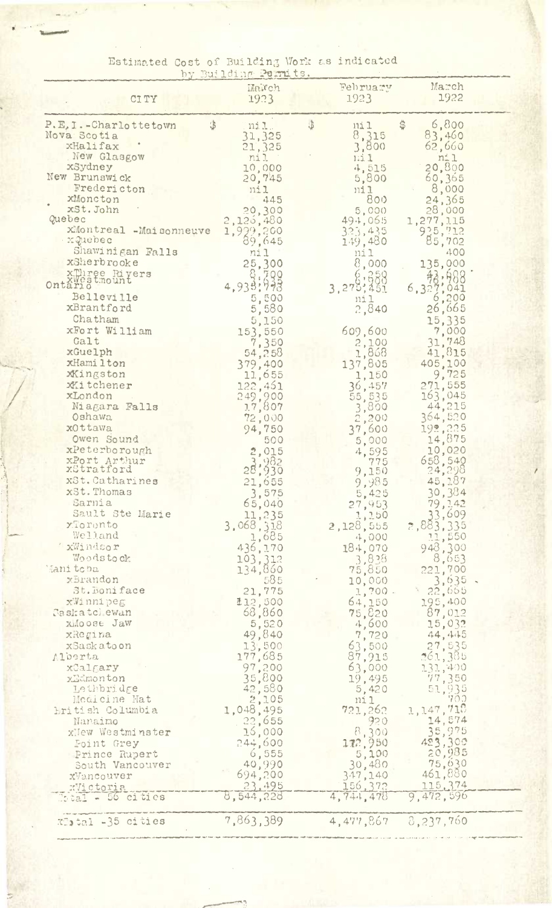Estimated Cost of Building Work as indicated by Building Permits.

| CITY | March 1923 | February 1923 | March 1922 |
|---|---|---|---|
| P.E.I.-Charlottetown | $ nil | $ nil | $ 6,800 |
| Nova Scotia | 31,325 | 8,315 | 83,460 |
| xHalifax | 21,325 | 3,800 | 62,660 |
| New Glasgow | nil | nil | nil |
| xSydney | 10,000 | 4,515 | 20,800 |
| New Brunswick | 20,745 | 5,800 | 60,365 |
| Fredericton | nil | nil | 8,000 |
| xMoncton | 445 | 800 | 24,365 |
| xSt. John | 20,300 | 5,000 | 28,000 |
| Quebec | 2,126,480 | 494,065 | 1,277,115 |
| xMontreal -Maisonneuve | 1,929,200 | 323,435 | 925,712 |
| xQuebec | 89,645 | 149,480 | 85,702 |
| Shawinigan Falls | nil | nil | 400 |
| xSherbrooke | 25,300 | 8,000 | 135,000 |
| xThree Rivers | 8,700 | 6,250 | 43,600 |
| xWestmount | 73,635 | 6,900 | 86,700 |
| Ontario | 4,938,773 | 3,275,451 | 6,327,041 |
| Belleville | 5,500 | nil | 6,200 |
| xBrantford | 5,580 | 2,840 | 26,665 |
| Chatham | 5,150 | | 15,335 |
| xFort William | 153,550 | 609,600 | 7,000 |
| Galt | 7,350 | 2,100 | 31,748 |
| xGuelph | 54,258 | 1,868 | 41,815 |
| xHamilton | 379,400 | 137,805 | 405,100 |
| xKingston | 11,655 | 1,150 | 9,725 |
| xKitchener | 122,461 | 36,457 | 271,555 |
| xLondon | 249,900 | 55,535 | 163,045 |
| Niagara Falls | 17,807 | 3,800 | 44,215 |
| Oshawa | 72,000 | 2,200 | 364,520 |
| xOttawa | 94,750 | 37,600 | 192,225 |
| Owen Sound | 500 | 5,000 | 14,875 |
| xPeterborough | 2,015 | 4,595 | 10,020 |
| xPort Arthur | 3,982 | 775 | 658,540 |
| xStratford | 28,930 | 9,150 | 24,298 |
| xSt. Catharines | 21,655 | 9,985 | 45,187 |
| xSt. Thomas | 3,575 | 5,425 | 30,384 |
| Sarnia | 65,040 | 27,953 | 79,142 |
| Sault Ste Marie | 11,235 | 1,150 | 33,609 |
| xToronto | 3,068,318 | 2,128,555 | 2,883,335 |
| Welland | 1,685 | 4,000 | 11,550 |
| xWindsor | 436,170 | 184,070 | 948,300 |
| Woodstock | 103,312 | 3,838 | 8,653 |
| Manitoba | 134,860 | 75,850 | 221,700 |
| xBrandon | 585 | 10,000 | 3,635 |
| St.Boniface | 21,775 | 1,700 | 22,665 |
| xWinnipeg | 112,500 | 64,150 | 195,400 |
| Saskatchewan | 68,860 | 75,820 | 87,012 |
| xMoose Jaw | 5,520 | 4,600 | 15,032 |
| xRegina | 49,840 | 7,720 | 44,445 |
| xSaskatoon | 13,500 | 63,500 | 27,535 |
| Alberta | 177,685 | 87,915 | 261,385 |
| xCalgary | 97,200 | 63,000 | 131,400 |
| xEdmonton | 35,800 | 19,495 | 77,350 |
| Lethbridge | 42,580 | 5,420 | 51,935 |
| Medicine Hat | 2,105 | nil | 700 |
| British Columbia | 1,048,495 | 721,262 | 1,147,718 |
| Nanaimo | 22,655 | 920 | 14,574 |
| xNew Westminster | 16,000 | 8,300 | 35,975 |
| Point Grey | 244,600 | 172,950 | 423,300 |
| Prince Rupert | 6,555 | 5,100 | 20,985 |
| South Vancouver | 40,990 | 30,480 | 75,630 |
| xVancouver | 694,200 | 347,140 | 461,880 |
| xVictoria | 23,495 | 156,372 | 115,374 |
| Total - 56 cities | 8,544,228 | 4,744,478 | 9,472,596 |
| xTotal -35 cities | 7,863,389 | 4,477,867 | 8,237,760 |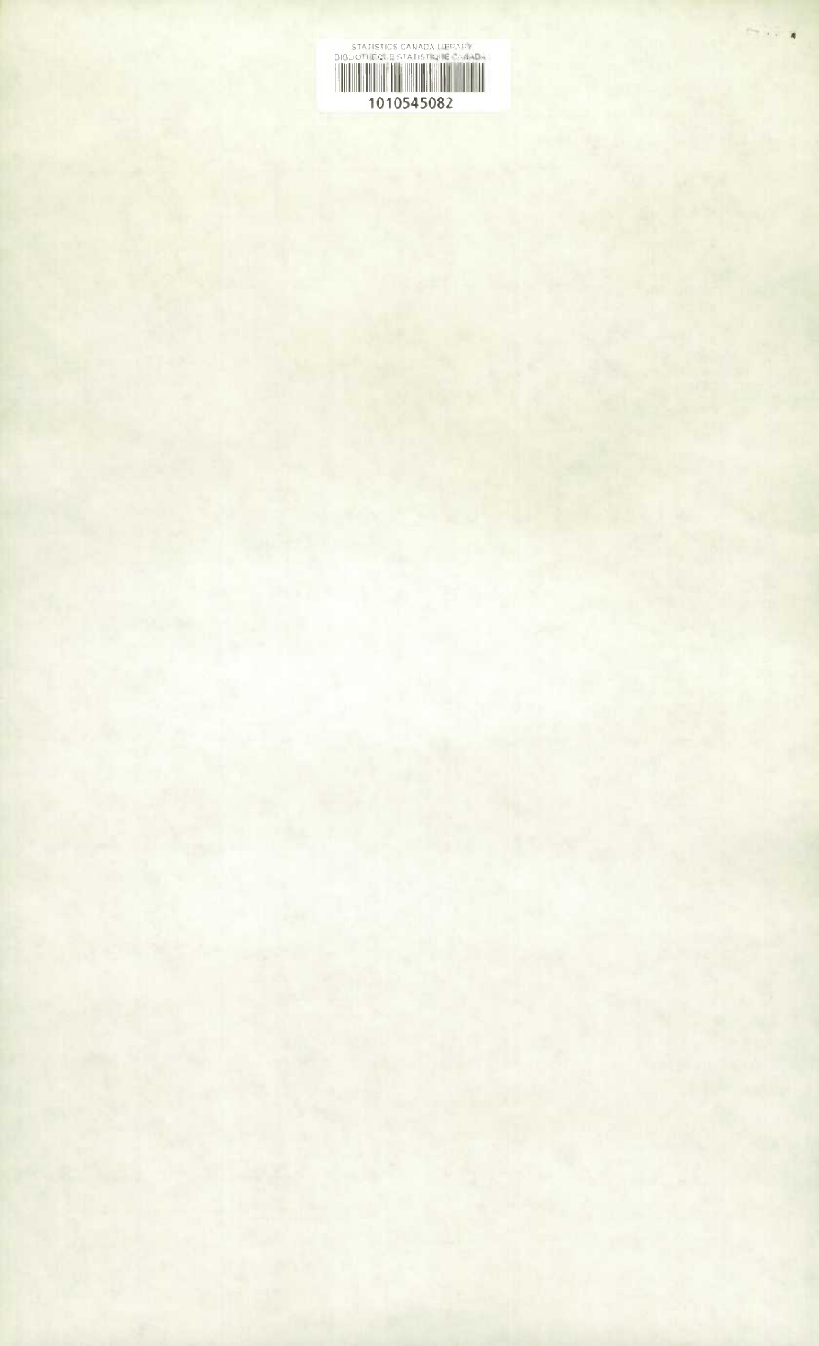STATISTICS CANADA LIBRARY
BIBLIOTHÈQUE STATISTIQUE CANADA

1010545082